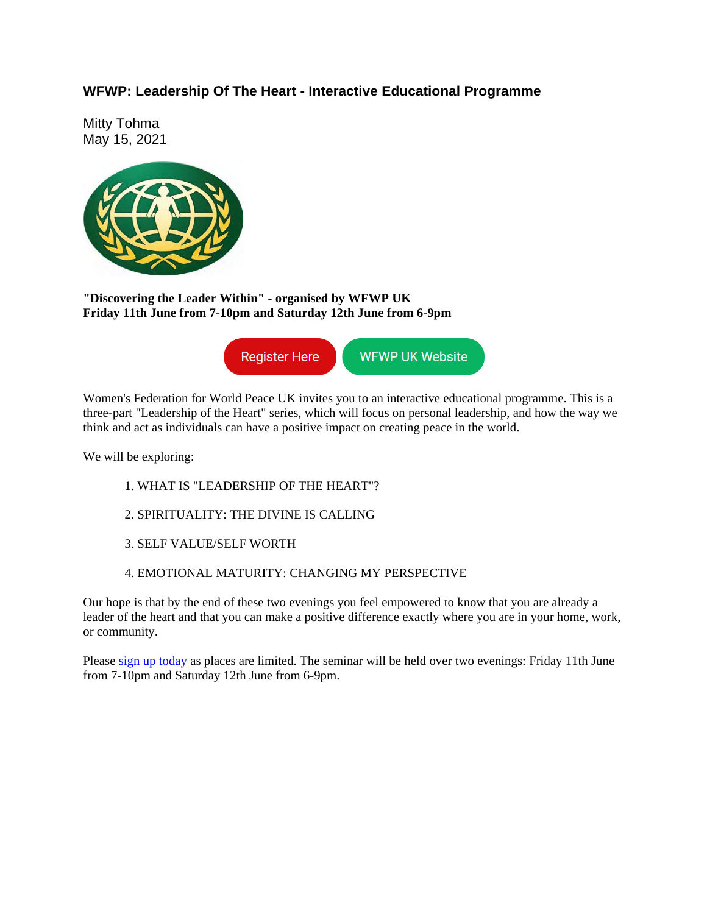# WFWP: Leadership Of The Heart - Interactive Educational Programme

Mitty Tohma
May 15, 2021

**"Discovering the Leader Within" - organised by WFWP UK**
**Friday 11th June from 7-10pm and Saturday 12th June from 6-9pm**

Register Here | WFWP UK Website

Women's Federation for World Peace UK invites you to an interactive educational programme. This is a three-part "Leadership of the Heart" series, which will focus on personal leadership, and how the way we think and act as individuals can have a positive impact on creating peace in the world.

We will be exploring:

1. WHAT IS "LEADERSHIP OF THE HEART"?
2. SPIRITUALITY: THE DIVINE IS CALLING
3. SELF VALUE/SELF WORTH
4. EMOTIONAL MATURITY: CHANGING MY PERSPECTIVE

Our hope is that by the end of these two evenings you feel empowered to know that you are already a leader of the heart and that you can make a positive difference exactly where you are in your home, work, or community.

Please sign up today as places are limited. The seminar will be held over two evenings: Friday 11th June from 7-10pm and Saturday 12th June from 6-9pm.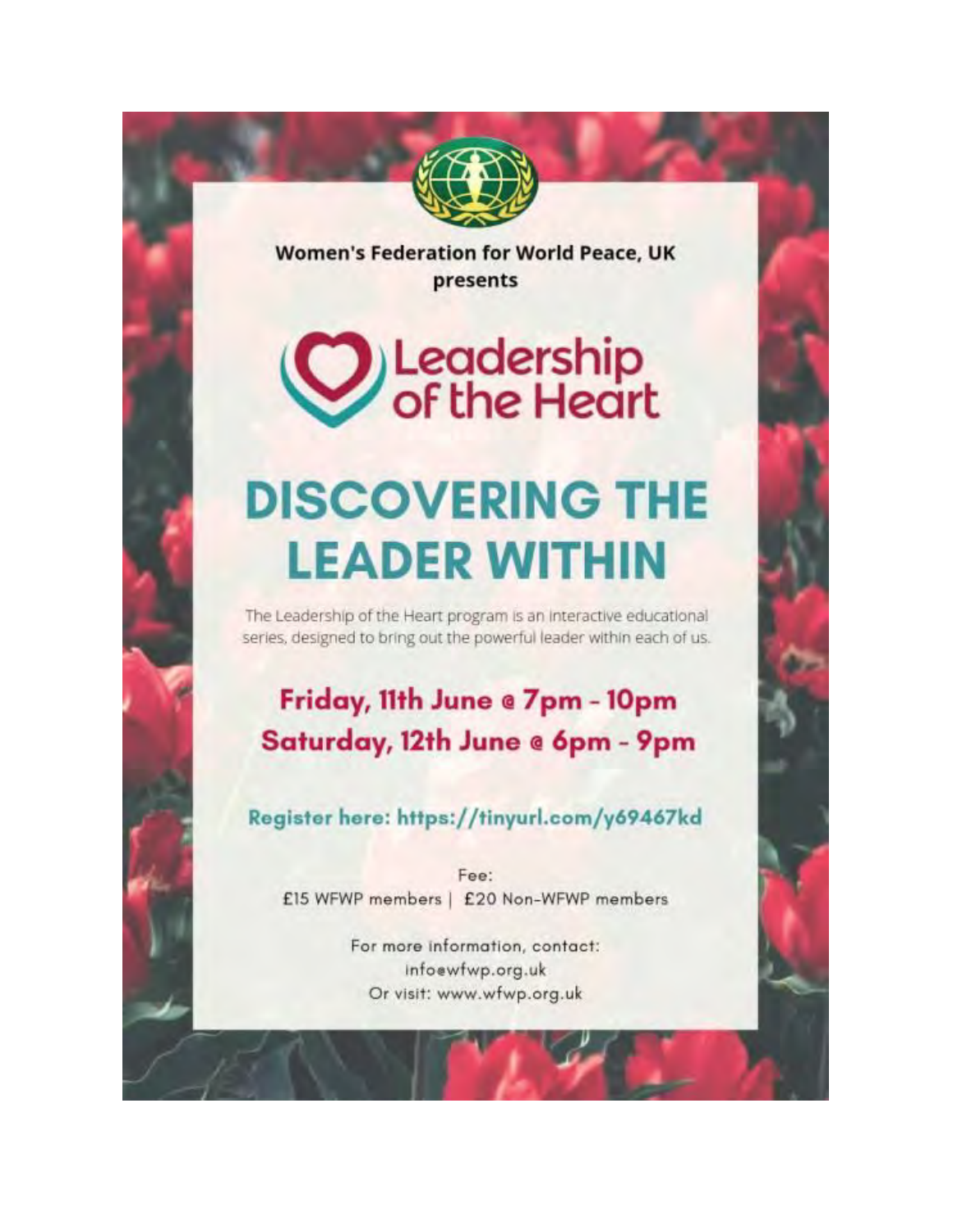**Women's Federation for World Peace, UK**
**presents**

# Leadership of the Heart

## DISCOVERING THE LEADER WITHIN

The Leadership of the Heart program is an interactive educational series, designed to bring out the powerful leader within each of us.

**Friday, 11th June @ 7pm - 10pm**
**Saturday, 12th June @ 6pm - 9pm**

**Register here: https://tinyurl.com/y69467kd**

Fee:
£15 WFWP members | £20 Non-WFWP members

For more information, contact:
info@wfwp.org.uk
Or visit: www.wfwp.org.uk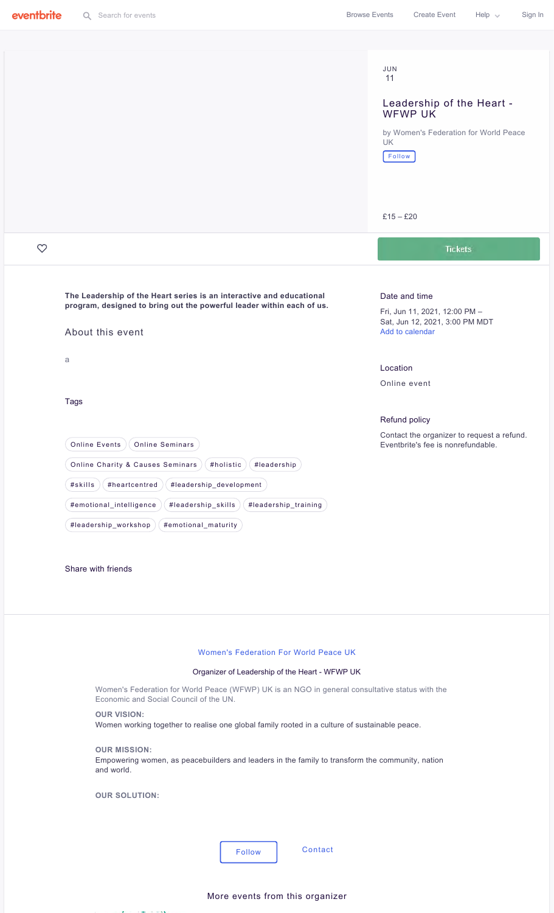eventbrite  Search for events  Browse Events  Create Event  Help  Sign In

JUN
11

# Leadership of the Heart - WFWP UK

by Women's Federation for World Peace UK

Follow

£15 – £20

Tickets

**The Leadership of the Heart series is an interactive and educational program, designed to bring out the powerful leader within each of us.**

## About this event

a

### Tags

Online Events | Online Seminars | Online Charity & Causes Seminars | #holistic | #leadership | #skills | #heartcentred | #leadership_development | #emotional_intelligence | #leadership_skills | #leadership_training | #leadership_workshop | #emotional_maturity

Share with friends

### Date and time

Fri, Jun 11, 2021, 12:00 PM –
Sat, Jun 12, 2021, 3:00 PM MDT
Add to calendar

### Location

Online event

### Refund policy

Contact the organizer to request a refund.
Eventbrite's fee is nonrefundable.

Women's Federation For World Peace UK

Organizer of Leadership of the Heart - WFWP UK

Women's Federation for World Peace (WFWP) UK is an NGO in general consultative status with the Economic and Social Council of the UN.

**OUR VISION:**
Women working together to realise one global family rooted in a culture of sustainable peace.

**OUR MISSION:**
Empowering women, as peacebuilders and leaders in the family to transform the community, nation and world.

**OUR SOLUTION:**

Follow   Contact

More events from this organizer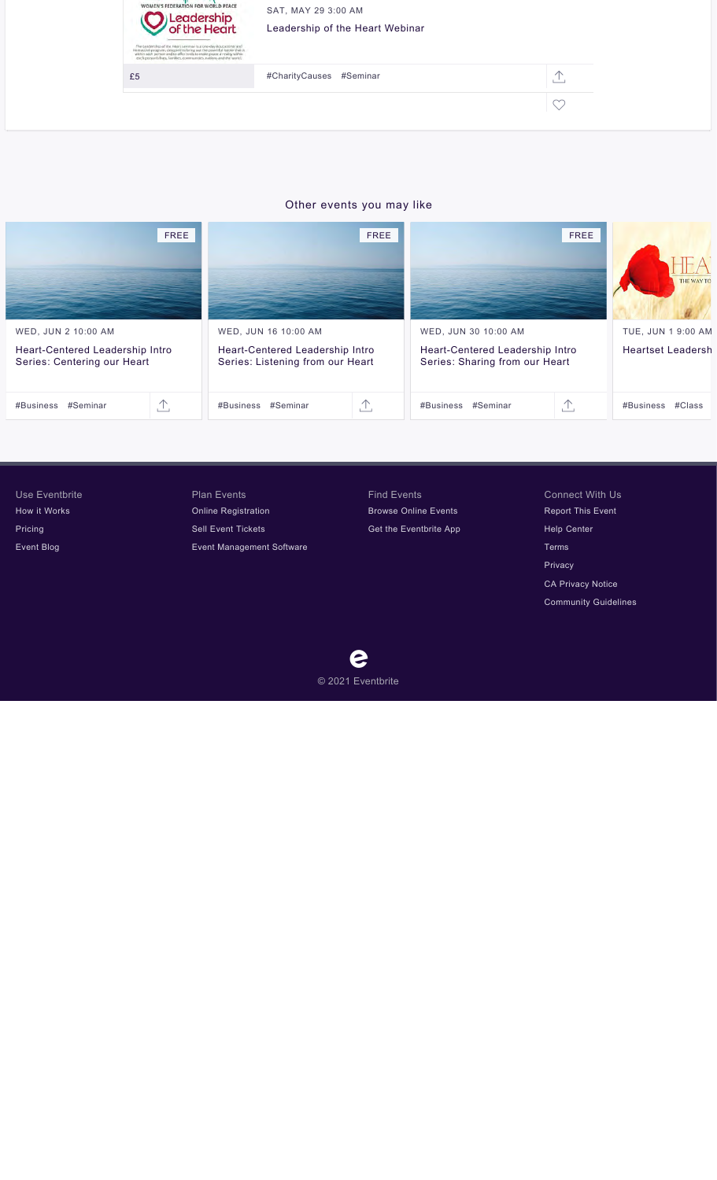SAT, MAY 29 3:00 AM

Leadership of the Heart Webinar

£5

#CharityCauses #Seminar

## Other events you may like

FREE

WED, JUN 2 10:00 AM

Heart-Centered Leadership Intro Series: Centering our Heart

#Business #Seminar

FREE

WED, JUN 16 10:00 AM

Heart-Centered Leadership Intro Series: Listening from our Heart

#Business #Seminar

FREE

WED, JUN 30 10:00 AM

Heart-Centered Leadership Intro Series: Sharing from our Heart

#Business #Seminar

TUE, JUN 1 9:00 AM

Heartset Leadersh

#Business #Class

**Use Eventbrite**

- How it Works
- Pricing
- Event Blog

**Plan Events**

- Online Registration
- Sell Event Tickets
- Event Management Software

**Find Events**

- Browse Online Events
- Get the Eventbrite App

**Connect With Us**

- Report This Event
- Help Center
- Terms
- Privacy
- CA Privacy Notice
- Community Guidelines

© 2021 Eventbrite